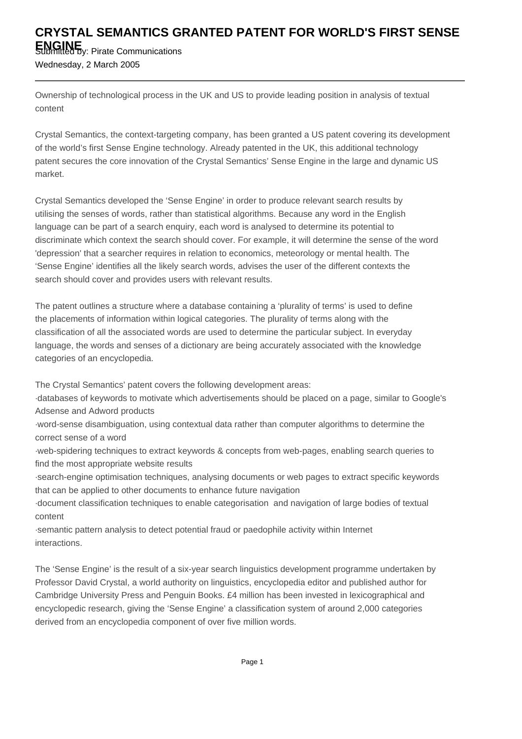# CRYSTAL SEMANTICS GRANTED PATENT FOR WORLD'S FIRST SENSE ENGINE

Submitted by: Pirate Communications

Wednesday, 2 March 2005

---

Ownership of technological process in the UK and US to provide leading position in analysis of textual content

Crystal Semantics, the context-targeting company, has been granted a US patent covering its development of the world's first Sense Engine technology. Already patented in the UK, this additional technology patent secures the core innovation of the Crystal Semantics' Sense Engine in the large and dynamic US market.

Crystal Semantics developed the 'Sense Engine' in order to produce relevant search results by utilising the senses of words, rather than statistical algorithms. Because any word in the English language can be part of a search enquiry, each word is analysed to determine its potential to discriminate which context the search should cover. For example, it will determine the sense of the word 'depression' that a searcher requires in relation to economics, meteorology or mental health. The 'Sense Engine' identifies all the likely search words, advises the user of the different contexts the search should cover and provides users with relevant results.

The patent outlines a structure where a database containing a 'plurality of terms' is used to define the placements of information within logical categories. The plurality of terms along with the classification of all the associated words are used to determine the particular subject. In everyday language, the words and senses of a dictionary are being accurately associated with the knowledge categories of an encyclopedia.

The Crystal Semantics' patent covers the following development areas:

- databases of keywords to motivate which advertisements should be placed on a page, similar to Google's Adsense and Adword products
- word-sense disambiguation, using contextual data rather than computer algorithms to determine the correct sense of a word
- web-spidering techniques to extract keywords & concepts from web-pages, enabling search queries to find the most appropriate website results
- search-engine optimisation techniques, analysing documents or web pages to extract specific keywords that can be applied to other documents to enhance future navigation
- document classification techniques to enable categorisation and navigation of large bodies of textual content
- semantic pattern analysis to detect potential fraud or paedophile activity within Internet interactions.

The 'Sense Engine' is the result of a six-year search linguistics development programme undertaken by Professor David Crystal, a world authority on linguistics, encyclopedia editor and published author for Cambridge University Press and Penguin Books. £4 million has been invested in lexicographical and encyclopedic research, giving the 'Sense Engine' a classification system of around 2,000 categories derived from an encyclopedia component of over five million words.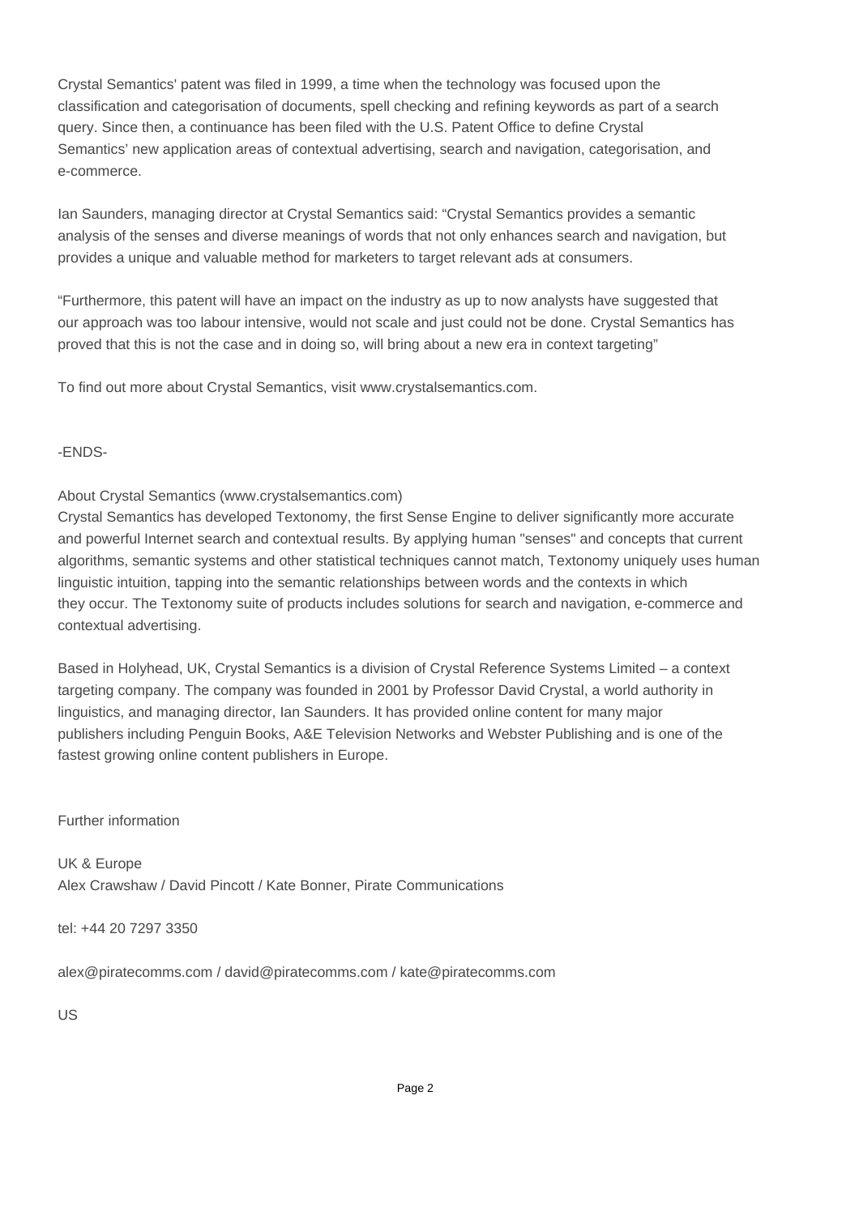Crystal Semantics' patent was filed in 1999, a time when the technology was focused upon the classification and categorisation of documents, spell checking and refining keywords as part of a search query. Since then, a continuance has been filed with the U.S. Patent Office to define Crystal Semantics' new application areas of contextual advertising, search and navigation, categorisation, and e-commerce.

Ian Saunders, managing director at Crystal Semantics said: "Crystal Semantics provides a semantic analysis of the senses and diverse meanings of words that not only enhances search and navigation, but provides a unique and valuable method for marketers to target relevant ads at consumers.

"Furthermore, this patent will have an impact on the industry as up to now analysts have suggested that our approach was too labour intensive, would not scale and just could not be done. Crystal Semantics has proved that this is not the case and in doing so, will bring about a new era in context targeting"

To find out more about Crystal Semantics, visit www.crystalsemantics.com.

-ENDS-

About Crystal Semantics (www.crystalsemantics.com)
Crystal Semantics has developed Textonomy, the first Sense Engine to deliver significantly more accurate and powerful Internet search and contextual results. By applying human "senses" and concepts that current algorithms, semantic systems and other statistical techniques cannot match, Textonomy uniquely uses human linguistic intuition, tapping into the semantic relationships between words and the contexts in which they occur. The Textonomy suite of products includes solutions for search and navigation, e-commerce and contextual advertising.

Based in Holyhead, UK, Crystal Semantics is a division of Crystal Reference Systems Limited – a context targeting company. The company was founded in 2001 by Professor David Crystal, a world authority in linguistics, and managing director, Ian Saunders. It has provided online content for many major publishers including Penguin Books, A&E Television Networks and Webster Publishing and is one of the fastest growing online content publishers in Europe.

Further information

UK & Europe
Alex Crawshaw / David Pincott / Kate Bonner, Pirate Communications

tel: +44 20 7297 3350

alex@piratecomms.com / david@piratecomms.com / kate@piratecomms.com

US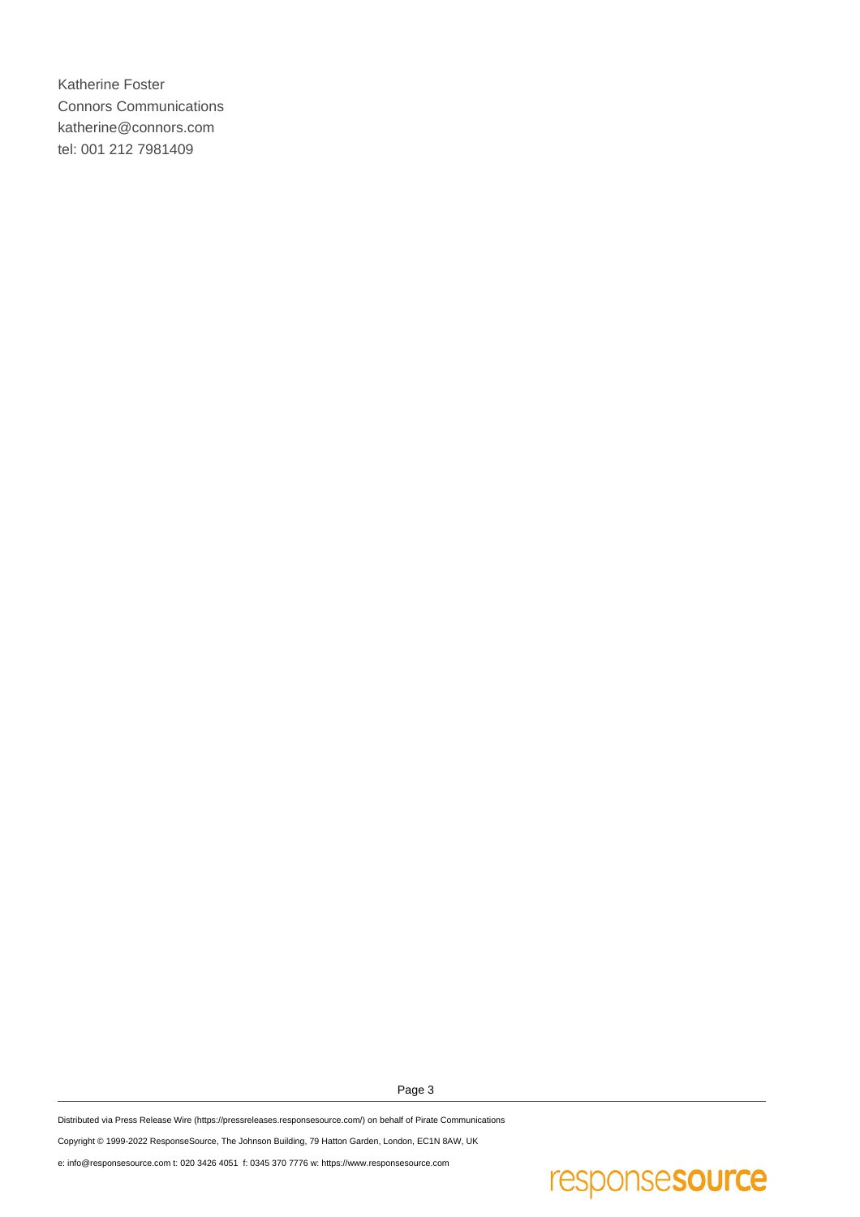Katherine Foster
Connors Communications
katherine@connors.com
tel: 001 212 7981409